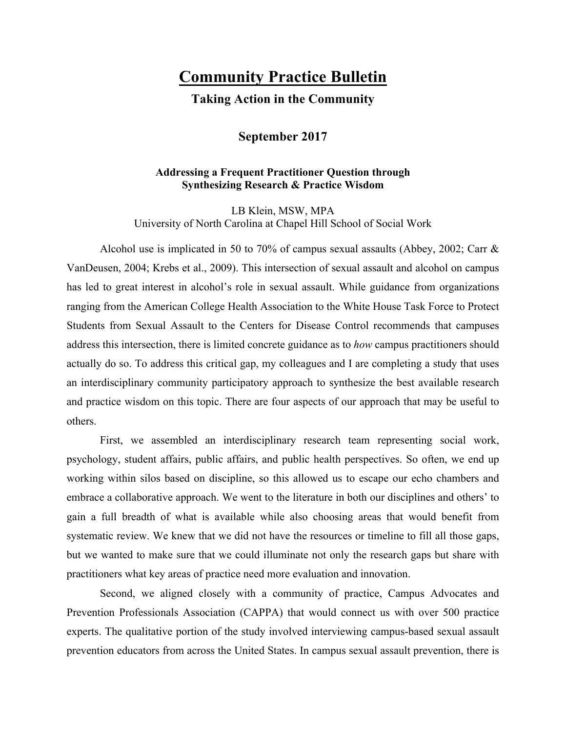# Community Practice Bulletin

## Taking Action in the Community

### September 2017

**Addressing a Frequent Practitioner Question through Synthesizing Research & Practice Wisdom**

LB Klein, MSW, MPA
University of North Carolina at Chapel Hill School of Social Work

Alcohol use is implicated in 50 to 70% of campus sexual assaults (Abbey, 2002; Carr & VanDeusen, 2004; Krebs et al., 2009). This intersection of sexual assault and alcohol on campus has led to great interest in alcohol's role in sexual assault. While guidance from organizations ranging from the American College Health Association to the White House Task Force to Protect Students from Sexual Assault to the Centers for Disease Control recommends that campuses address this intersection, there is limited concrete guidance as to *how* campus practitioners should actually do so. To address this critical gap, my colleagues and I are completing a study that uses an interdisciplinary community participatory approach to synthesize the best available research and practice wisdom on this topic. There are four aspects of our approach that may be useful to others.

First, we assembled an interdisciplinary research team representing social work, psychology, student affairs, public affairs, and public health perspectives. So often, we end up working within silos based on discipline, so this allowed us to escape our echo chambers and embrace a collaborative approach. We went to the literature in both our disciplines and others' to gain a full breadth of what is available while also choosing areas that would benefit from systematic review. We knew that we did not have the resources or timeline to fill all those gaps, but we wanted to make sure that we could illuminate not only the research gaps but share with practitioners what key areas of practice need more evaluation and innovation.

Second, we aligned closely with a community of practice, Campus Advocates and Prevention Professionals Association (CAPPA) that would connect us with over 500 practice experts. The qualitative portion of the study involved interviewing campus-based sexual assault prevention educators from across the United States. In campus sexual assault prevention, there is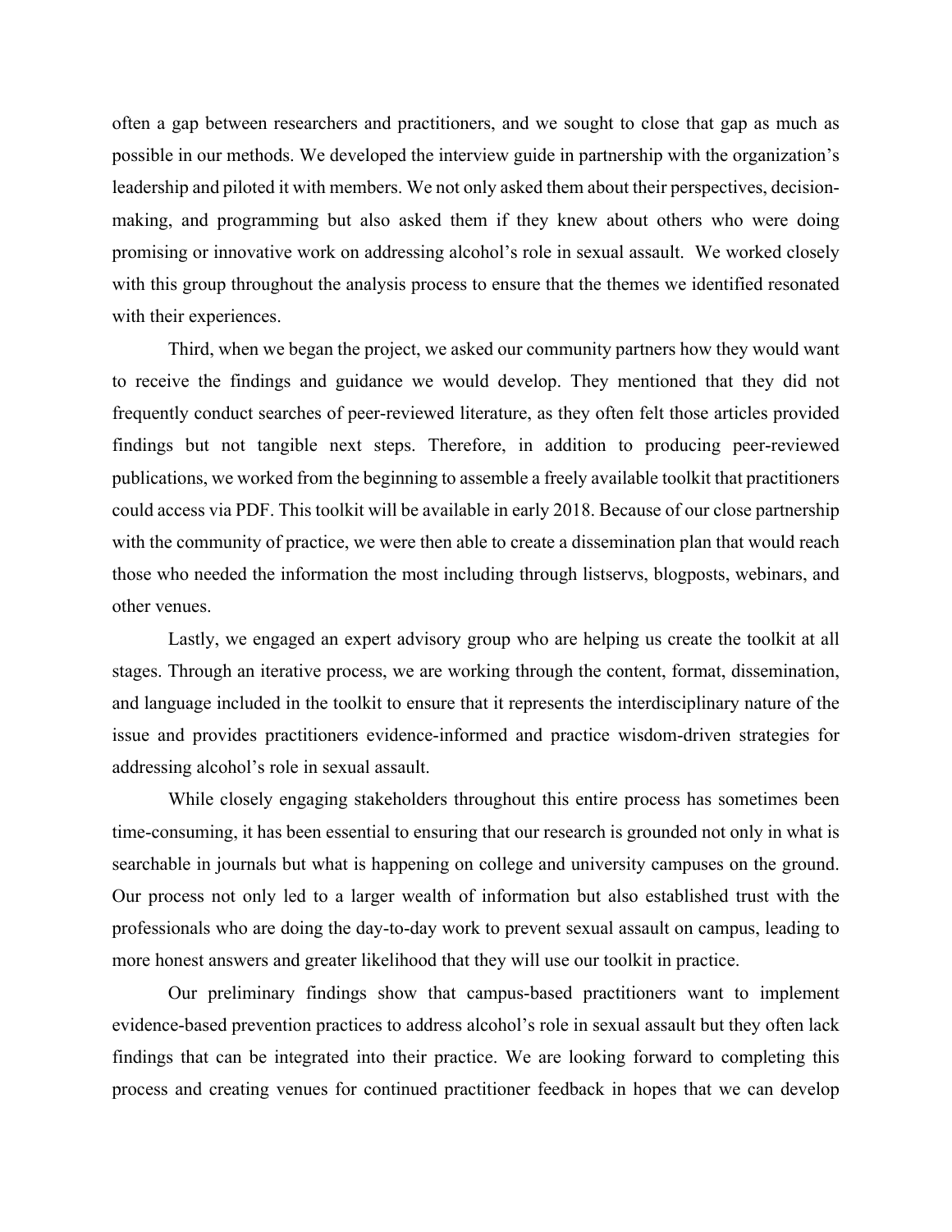often a gap between researchers and practitioners, and we sought to close that gap as much as possible in our methods. We developed the interview guide in partnership with the organization's leadership and piloted it with members. We not only asked them about their perspectives, decision-making, and programming but also asked them if they knew about others who were doing promising or innovative work on addressing alcohol's role in sexual assault.  We worked closely with this group throughout the analysis process to ensure that the themes we identified resonated with their experiences.

Third, when we began the project, we asked our community partners how they would want to receive the findings and guidance we would develop. They mentioned that they did not frequently conduct searches of peer-reviewed literature, as they often felt those articles provided findings but not tangible next steps. Therefore, in addition to producing peer-reviewed publications, we worked from the beginning to assemble a freely available toolkit that practitioners could access via PDF. This toolkit will be available in early 2018. Because of our close partnership with the community of practice, we were then able to create a dissemination plan that would reach those who needed the information the most including through listservs, blogposts, webinars, and other venues.

Lastly, we engaged an expert advisory group who are helping us create the toolkit at all stages. Through an iterative process, we are working through the content, format, dissemination, and language included in the toolkit to ensure that it represents the interdisciplinary nature of the issue and provides practitioners evidence-informed and practice wisdom-driven strategies for addressing alcohol's role in sexual assault.

While closely engaging stakeholders throughout this entire process has sometimes been time-consuming, it has been essential to ensuring that our research is grounded not only in what is searchable in journals but what is happening on college and university campuses on the ground. Our process not only led to a larger wealth of information but also established trust with the professionals who are doing the day-to-day work to prevent sexual assault on campus, leading to more honest answers and greater likelihood that they will use our toolkit in practice.

Our preliminary findings show that campus-based practitioners want to implement evidence-based prevention practices to address alcohol's role in sexual assault but they often lack findings that can be integrated into their practice. We are looking forward to completing this process and creating venues for continued practitioner feedback in hopes that we can develop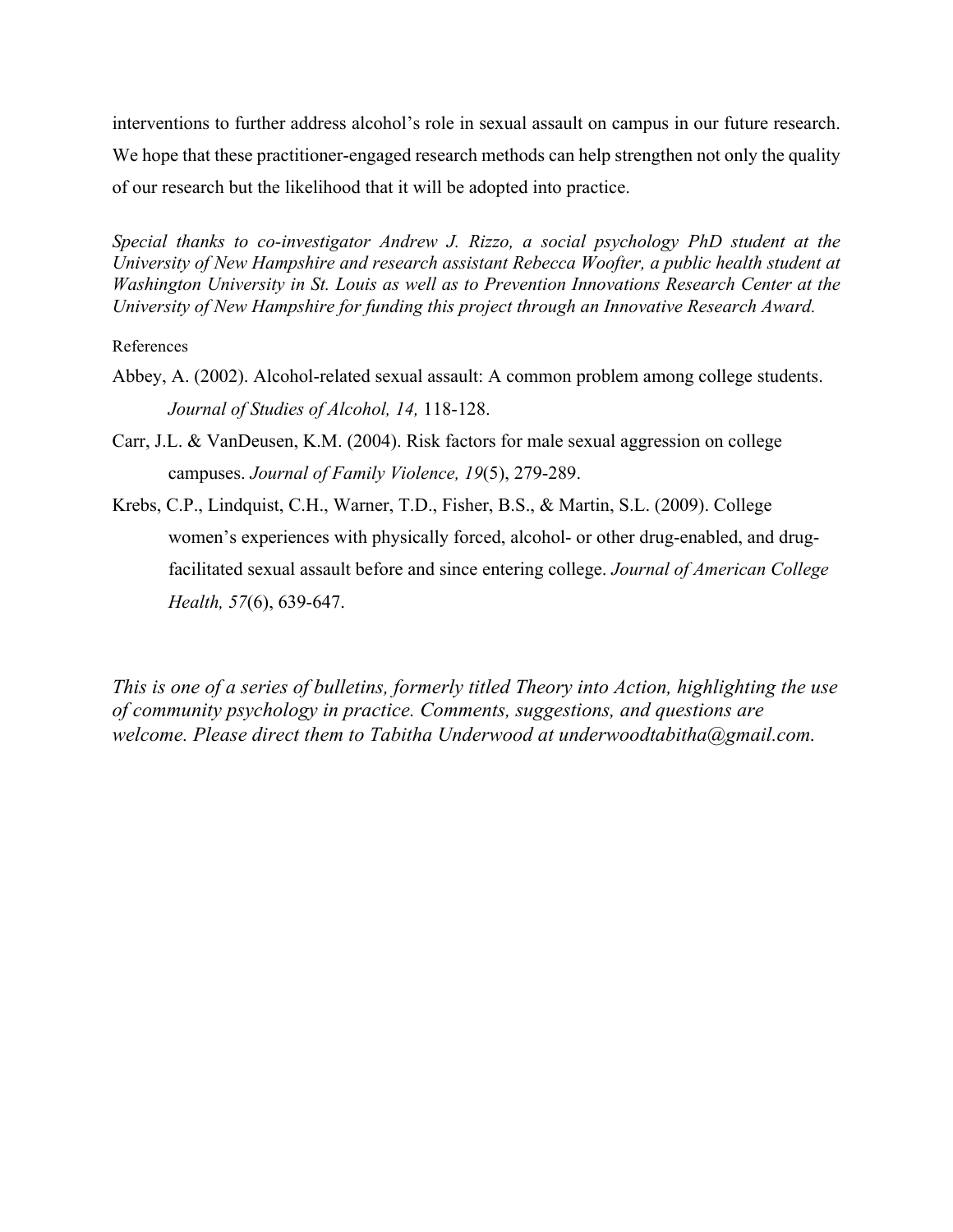interventions to further address alcohol's role in sexual assault on campus in our future research. We hope that these practitioner-engaged research methods can help strengthen not only the quality of our research but the likelihood that it will be adopted into practice.

*Special thanks to co-investigator Andrew J. Rizzo, a social psychology PhD student at the University of New Hampshire and research assistant Rebecca Woofter, a public health student at Washington University in St. Louis as well as to Prevention Innovations Research Center at the University of New Hampshire for funding this project through an Innovative Research Award.*

References

Abbey, A. (2002). Alcohol-related sexual assault: A common problem among college students. *Journal of Studies of Alcohol, 14,* 118-128.

Carr, J.L. & VanDeusen, K.M. (2004). Risk factors for male sexual aggression on college campuses. *Journal of Family Violence, 19*(5), 279-289.

Krebs, C.P., Lindquist, C.H., Warner, T.D., Fisher, B.S., & Martin, S.L. (2009). College women's experiences with physically forced, alcohol- or other drug-enabled, and drug-facilitated sexual assault before and since entering college. *Journal of American College Health, 57*(6), 639-647.

*This is one of a series of bulletins, formerly titled Theory into Action, highlighting the use of community psychology in practice. Comments, suggestions, and questions are welcome. Please direct them to Tabitha Underwood at underwoodtabitha@gmail.com.*